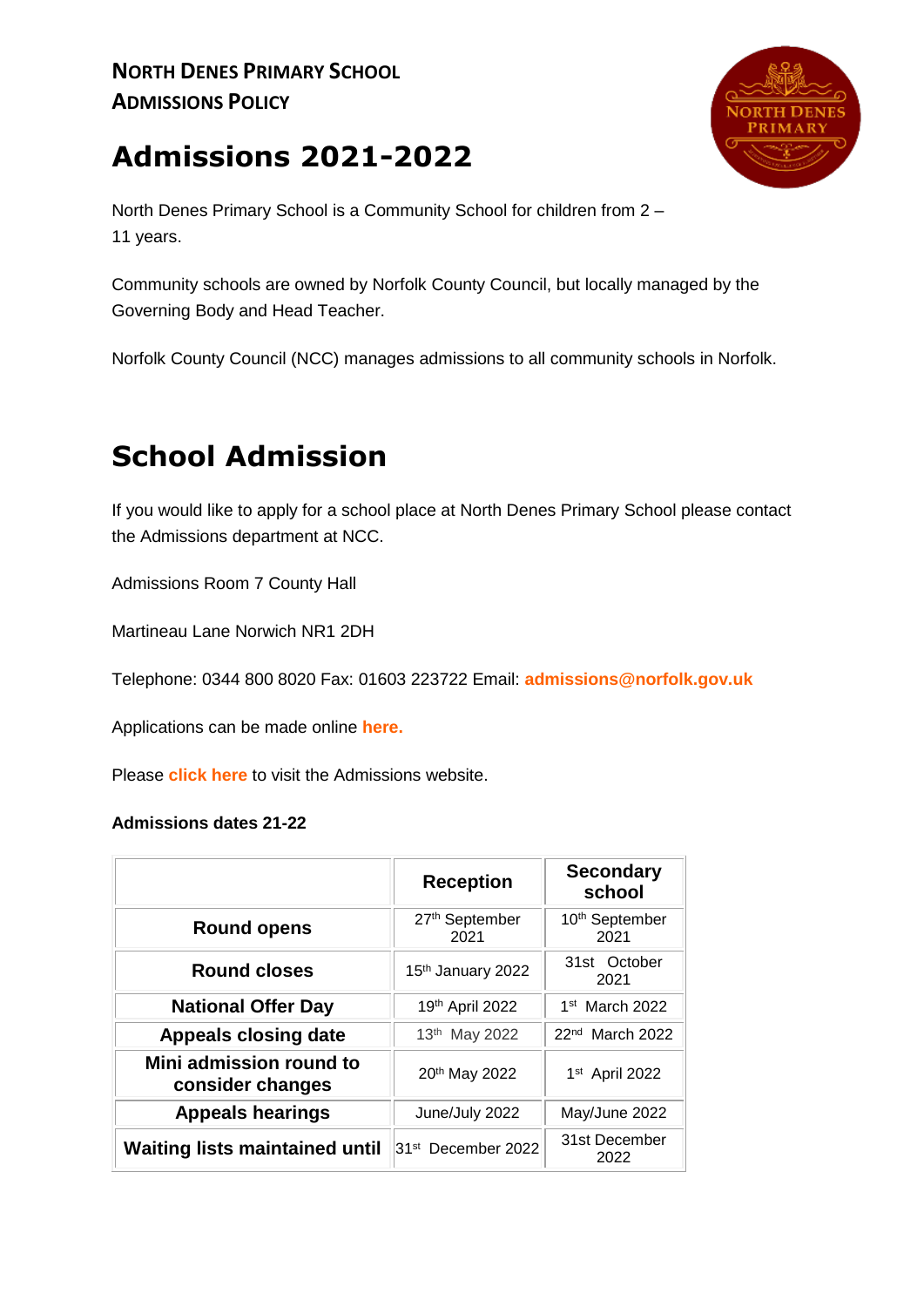**NORTH DENES PRIMARY SCHOOL**
**ADMISSIONS POLICY**

# Admissions 2021-2022

North Denes Primary School is a Community School for children from 2 – 11 years.

Community schools are owned by Norfolk County Council, but locally managed by the Governing Body and Head Teacher.

Norfolk County Council (NCC) manages admissions to all community schools in Norfolk.

# School Admission

If you would like to apply for a school place at North Denes Primary School please contact the Admissions department at NCC.

Admissions Room 7 County Hall

Martineau Lane Norwich NR1 2DH

Telephone: 0344 800 8020 Fax: 01603 223722 Email: **admissions@norfolk.gov.uk**

Applications can be made online **here.**

Please **click here** to visit the Admissions website.

**Admissions dates 21-22**

| | Reception | Secondary school |
|---|---|---|
| **Round opens** | 27th September 2021 | 10th September 2021 |
| **Round closes** | 15th January 2022 | 31st October 2021 |
| **National Offer Day** | 19th April 2022 | 1st March 2022 |
| **Appeals closing date** | 13th May 2022 | 22nd March 2022 |
| **Mini admission round to consider changes** | 20th May 2022 | 1st April 2022 |
| **Appeals hearings** | June/July 2022 | May/June 2022 |
| **Waiting lists maintained until** | 31st December 2022 | 31st December 2022 |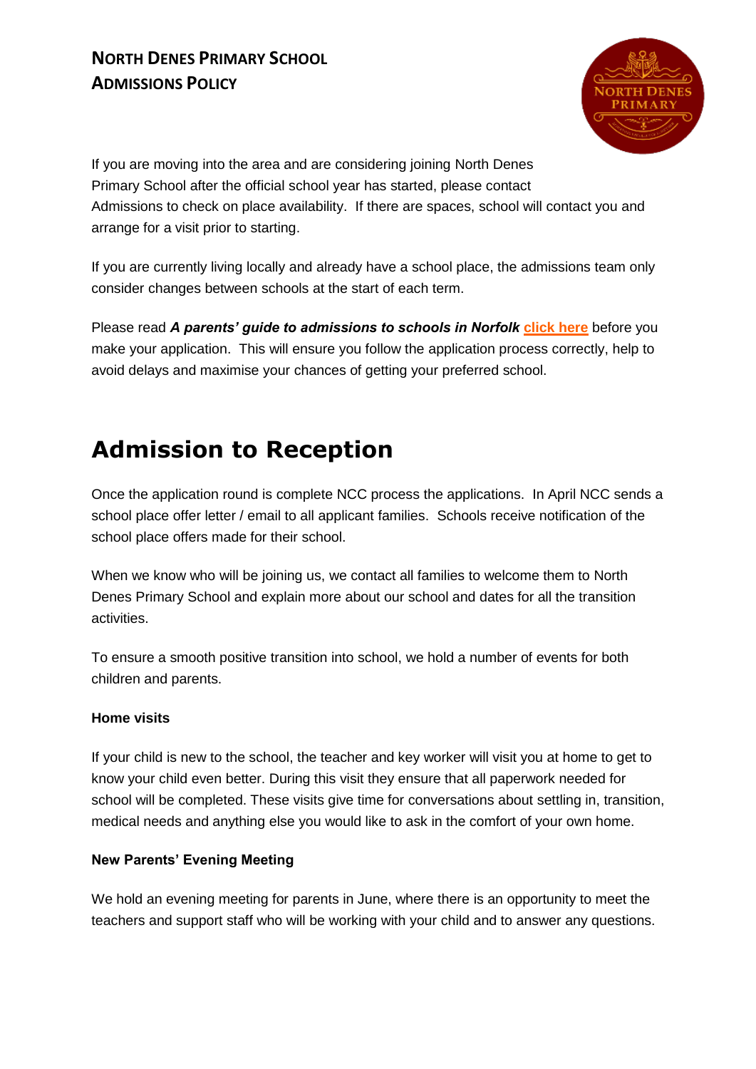## NORTH DENES PRIMARY SCHOOL ADMISSIONS POLICY

If you are moving into the area and are considering joining North Denes Primary School after the official school year has started, please contact Admissions to check on place availability. If there are spaces, school will contact you and arrange for a visit prior to starting.

If you are currently living locally and already have a school place, the admissions team only consider changes between schools at the start of each term.

Please read ***A parents' guide to admissions to schools in Norfolk*** click here before you make your application. This will ensure you follow the application process correctly, help to avoid delays and maximise your chances of getting your preferred school.

# Admission to Reception

Once the application round is complete NCC process the applications. In April NCC sends a school place offer letter / email to all applicant families. Schools receive notification of the school place offers made for their school.

When we know who will be joining us, we contact all families to welcome them to North Denes Primary School and explain more about our school and dates for all the transition activities.

To ensure a smooth positive transition into school, we hold a number of events for both children and parents.

**Home visits**

If your child is new to the school, the teacher and key worker will visit you at home to get to know your child even better. During this visit they ensure that all paperwork needed for school will be completed. These visits give time for conversations about settling in, transition, medical needs and anything else you would like to ask in the comfort of your own home.

**New Parents' Evening Meeting**

We hold an evening meeting for parents in June, where there is an opportunity to meet the teachers and support staff who will be working with your child and to answer any questions.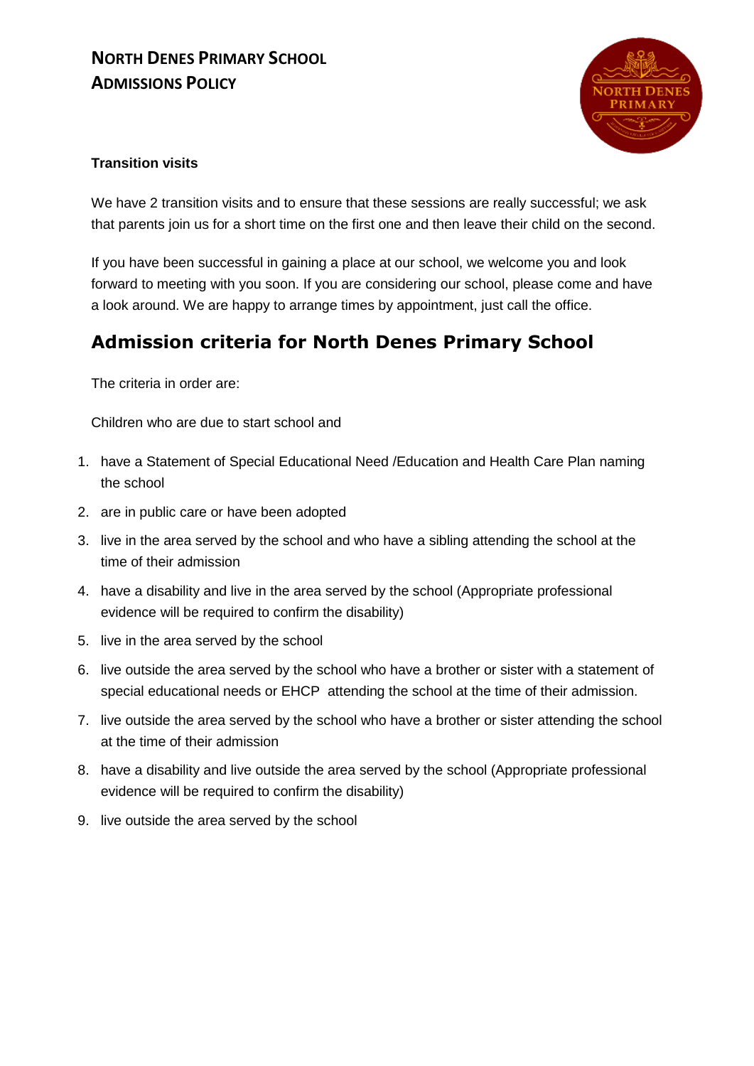#### Transition visits

We have 2 transition visits and to ensure that these sessions are really successful; we ask that parents join us for a short time on the first one and then leave their child on the second.

If you have been successful in gaining a place at our school, we welcome you and look forward to meeting with you soon. If you are considering our school, please come and have a look around. We are happy to arrange times by appointment, just call the office.

## Admission criteria for North Denes Primary School

The criteria in order are:

Children who are due to start school and

1. have a Statement of Special Educational Need /Education and Health Care Plan naming the school
2. are in public care or have been adopted
3. live in the area served by the school and who have a sibling attending the school at the time of their admission
4. have a disability and live in the area served by the school (Appropriate professional evidence will be required to confirm the disability)
5. live in the area served by the school
6. live outside the area served by the school who have a brother or sister with a statement of special educational needs or EHCP attending the school at the time of their admission.
7. live outside the area served by the school who have a brother or sister attending the school at the time of their admission
8. have a disability and live outside the area served by the school (Appropriate professional evidence will be required to confirm the disability)
9. live outside the area served by the school